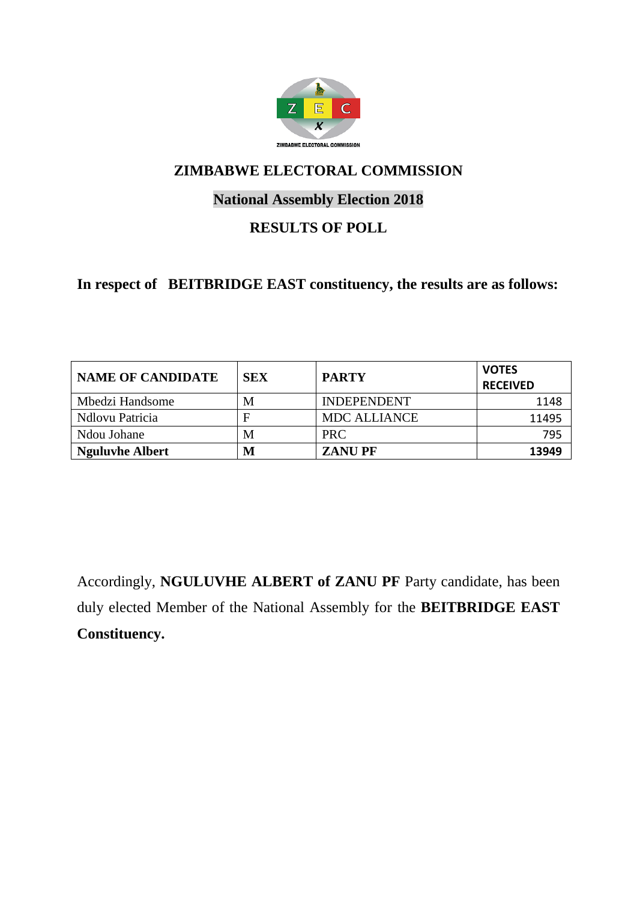ZIMBABWE ELECTORAL COMMISSION

# ZIMBABWE ELECTORAL COMMISSION

## National Assembly Election 2018

## RESULTS OF POLL

**In respect of BEITBRIDGE EAST constituency, the results are as follows:**

| NAME OF CANDIDATE | SEX | PARTY | VOTES RECEIVED |
|---|---|---|---|
| Mbedzi Handsome | M | INDEPENDENT | 1148 |
| Ndlovu Patricia | F | MDC ALLIANCE | 11495 |
| Ndou Johane | M | PRC | 795 |
| **Nguluvhe Albert** | **M** | **ZANU PF** | **13949** |

Accordingly, **NGULUVHE ALBERT of ZANU PF** Party candidate, has been duly elected Member of the National Assembly for the **BEITBRIDGE EAST Constituency.**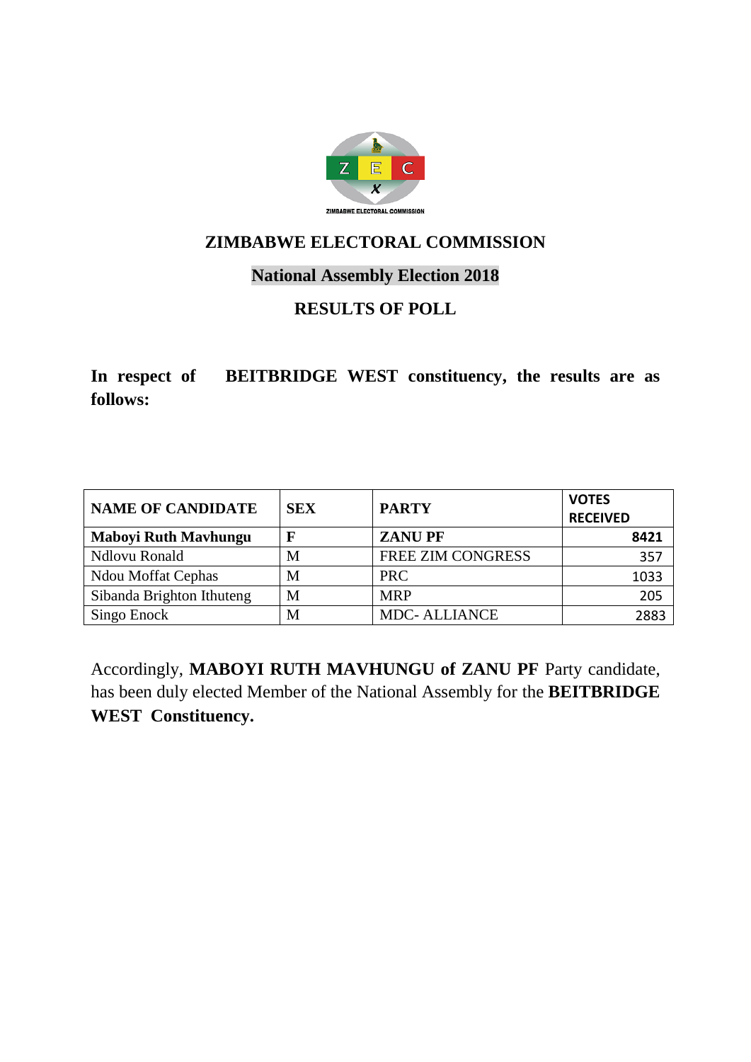## ZIMBABWE ELECTORAL COMMISSION

## National Assembly Election 2018

## RESULTS OF POLL

**In respect of BEITBRIDGE WEST constituency, the results are as follows:**

| NAME OF CANDIDATE | SEX | PARTY | VOTES RECEIVED |
|---|---|---|---|
| **Maboyi Ruth Mavhungu** | **F** | **ZANU PF** | **8421** |
| Ndlovu Ronald | M | FREE ZIM CONGRESS | 357 |
| Ndou Moffat Cephas | M | PRC | 1033 |
| Sibanda Brighton Ithuteng | M | MRP | 205 |
| Singo Enock | M | MDC- ALLIANCE | 2883 |

Accordingly, **MABOYI RUTH MAVHUNGU of ZANU PF** Party candidate, has been duly elected Member of the National Assembly for the **BEITBRIDGE WEST Constituency.**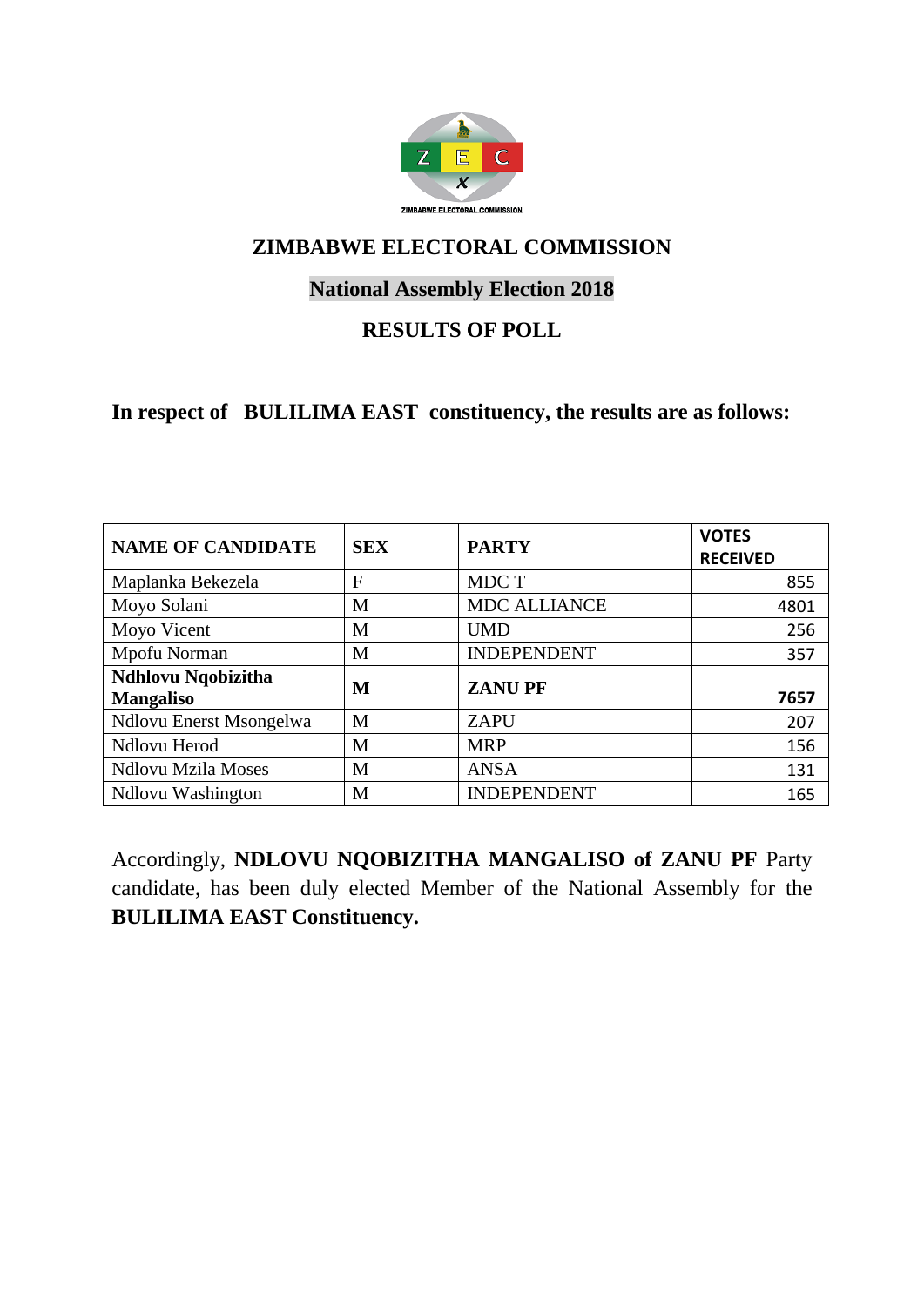ZIMBABWE ELECTORAL COMMISSION

# ZIMBABWE ELECTORAL COMMISSION

## National Assembly Election 2018

## RESULTS OF POLL

**In respect of BULILIMA EAST constituency, the results are as follows:**

| NAME OF CANDIDATE | SEX | PARTY | VOTES RECEIVED |
|---|---|---|---|
| Maplanka Bekezela | F | MDC T | 855 |
| Moyo Solani | M | MDC ALLIANCE | 4801 |
| Moyo Vicent | M | UMD | 256 |
| Mpofu Norman | M | INDEPENDENT | 357 |
| **Ndhlovu Nqobizitha Mangaliso** | **M** | **ZANU PF** | **7657** |
| Ndlovu Enerst Msongelwa | M | ZAPU | 207 |
| Ndlovu Herod | M | MRP | 156 |
| Ndlovu Mzila Moses | M | ANSA | 131 |
| Ndlovu Washington | M | INDEPENDENT | 165 |

Accordingly, **NDLOVU NQOBIZITHA MANGALISO of ZANU PF** Party candidate, has been duly elected Member of the National Assembly for the **BULILIMA EAST Constituency.**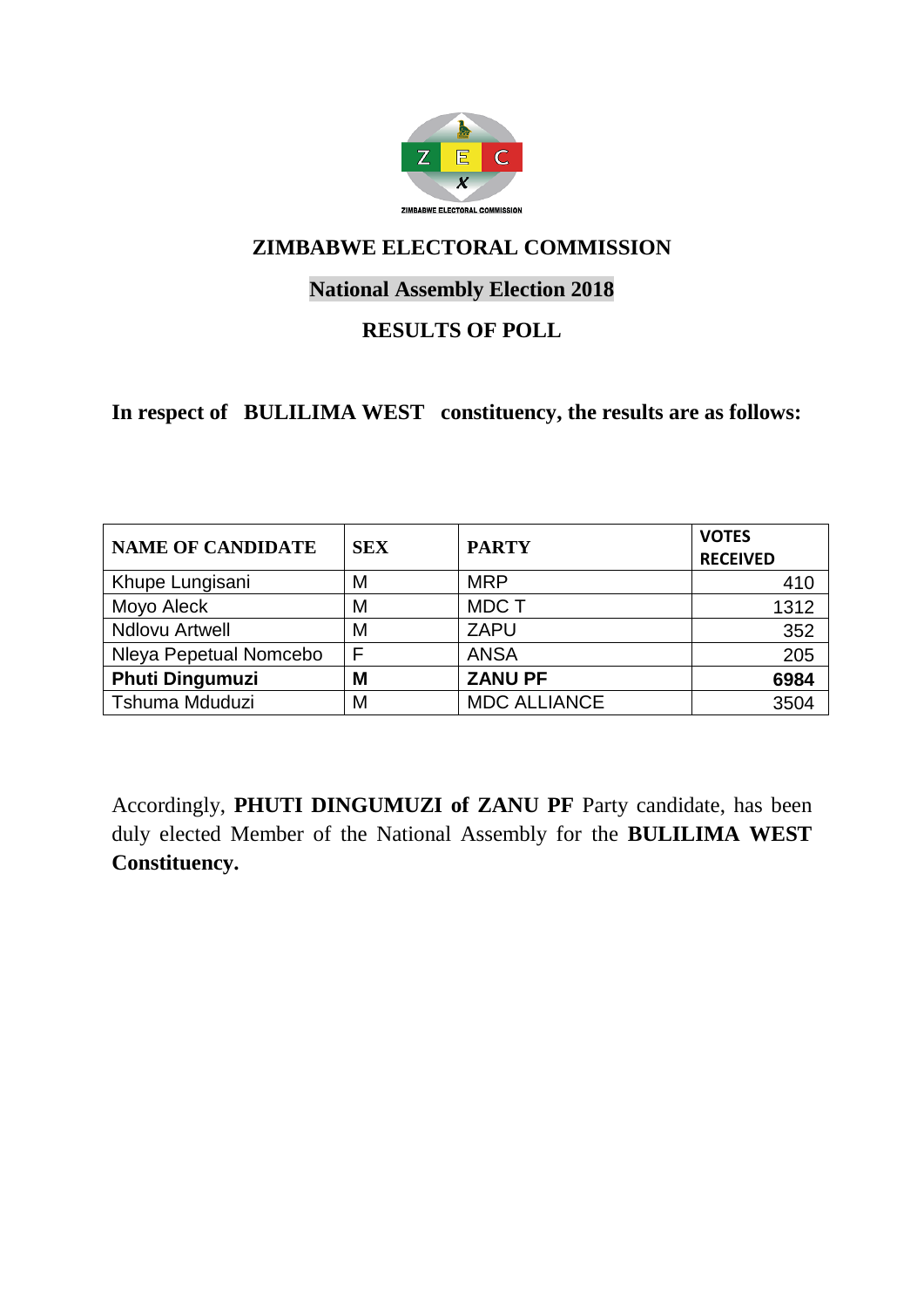ZIMBABWE ELECTORAL COMMISSION

# ZIMBABWE ELECTORAL COMMISSION

## National Assembly Election 2018

## RESULTS OF POLL

**In respect of BULILIMA WEST constituency, the results are as follows:**

| NAME OF CANDIDATE | SEX | PARTY | VOTES RECEIVED |
|---|---|---|---|
| Khupe Lungisani | M | MRP | 410 |
| Moyo Aleck | M | MDC T | 1312 |
| Ndlovu Artwell | M | ZAPU | 352 |
| Nleya Pepetual Nomcebo | F | ANSA | 205 |
| **Phuti Dingumuzi** | **M** | **ZANU PF** | **6984** |
| Tshuma Mduduzi | M | MDC ALLIANCE | 3504 |

Accordingly, **PHUTI DINGUMUZI of ZANU PF** Party candidate, has been duly elected Member of the National Assembly for the **BULILIMA WEST Constituency.**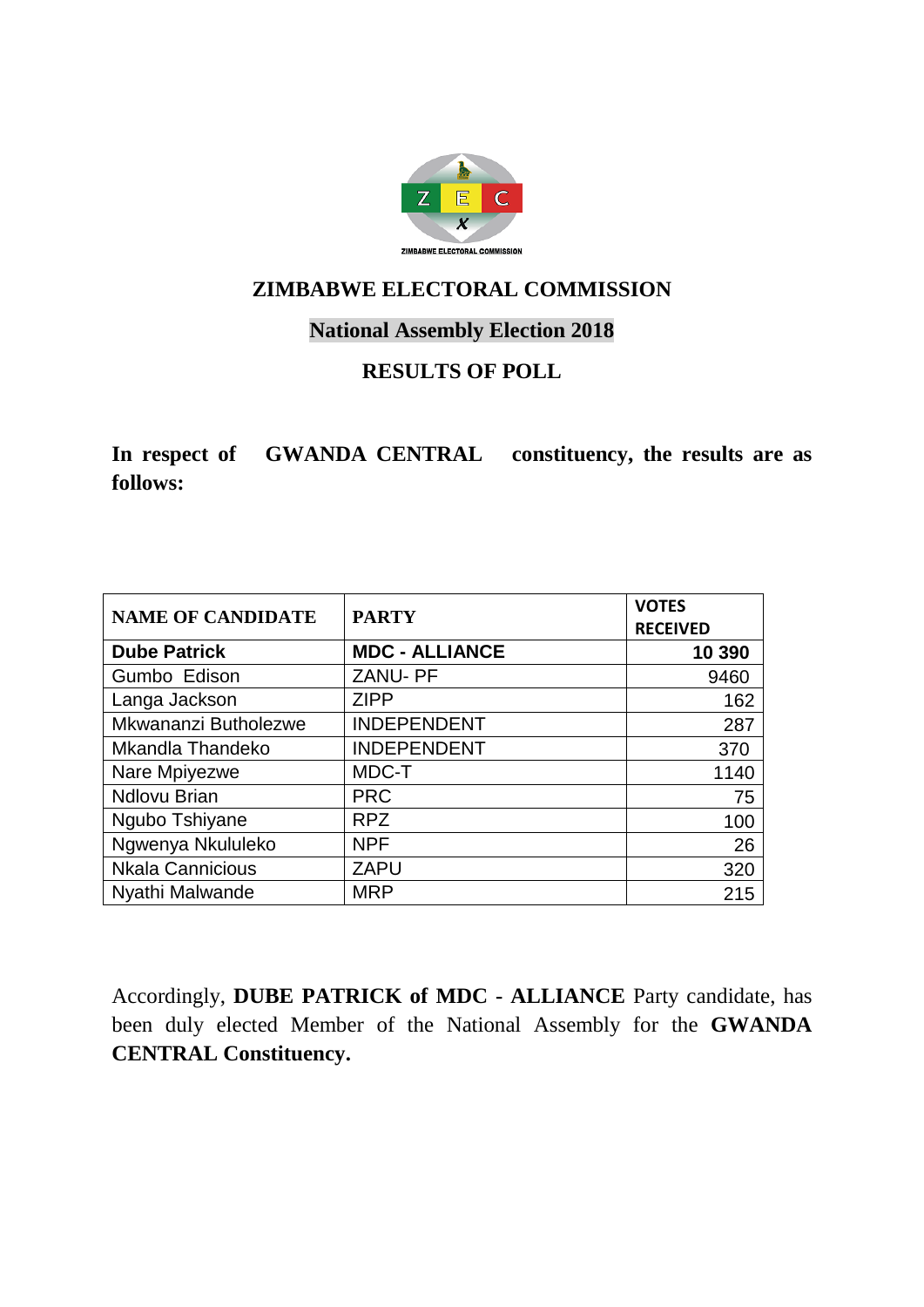# ZIMBABWE ELECTORAL COMMISSION

## National Assembly Election 2018

## RESULTS OF POLL

**In respect of GWANDA CENTRAL constituency, the results are as follows:**

| NAME OF CANDIDATE | PARTY | VOTES RECEIVED |
|---|---|---|
| **Dube Patrick** | **MDC - ALLIANCE** | **10 390** |
| Gumbo Edison | ZANU- PF | 9460 |
| Langa Jackson | ZIPP | 162 |
| Mkwananzi Butholezwe | INDEPENDENT | 287 |
| Mkandla Thandeko | INDEPENDENT | 370 |
| Nare Mpiyezwe | MDC-T | 1140 |
| Ndlovu Brian | PRC | 75 |
| Ngubo Tshiyane | RPZ | 100 |
| Ngwenya Nkululeko | NPF | 26 |
| Nkala Cannicious | ZAPU | 320 |
| Nyathi Malwande | MRP | 215 |

Accordingly, **DUBE PATRICK of MDC - ALLIANCE** Party candidate, has been duly elected Member of the National Assembly for the **GWANDA CENTRAL Constituency.**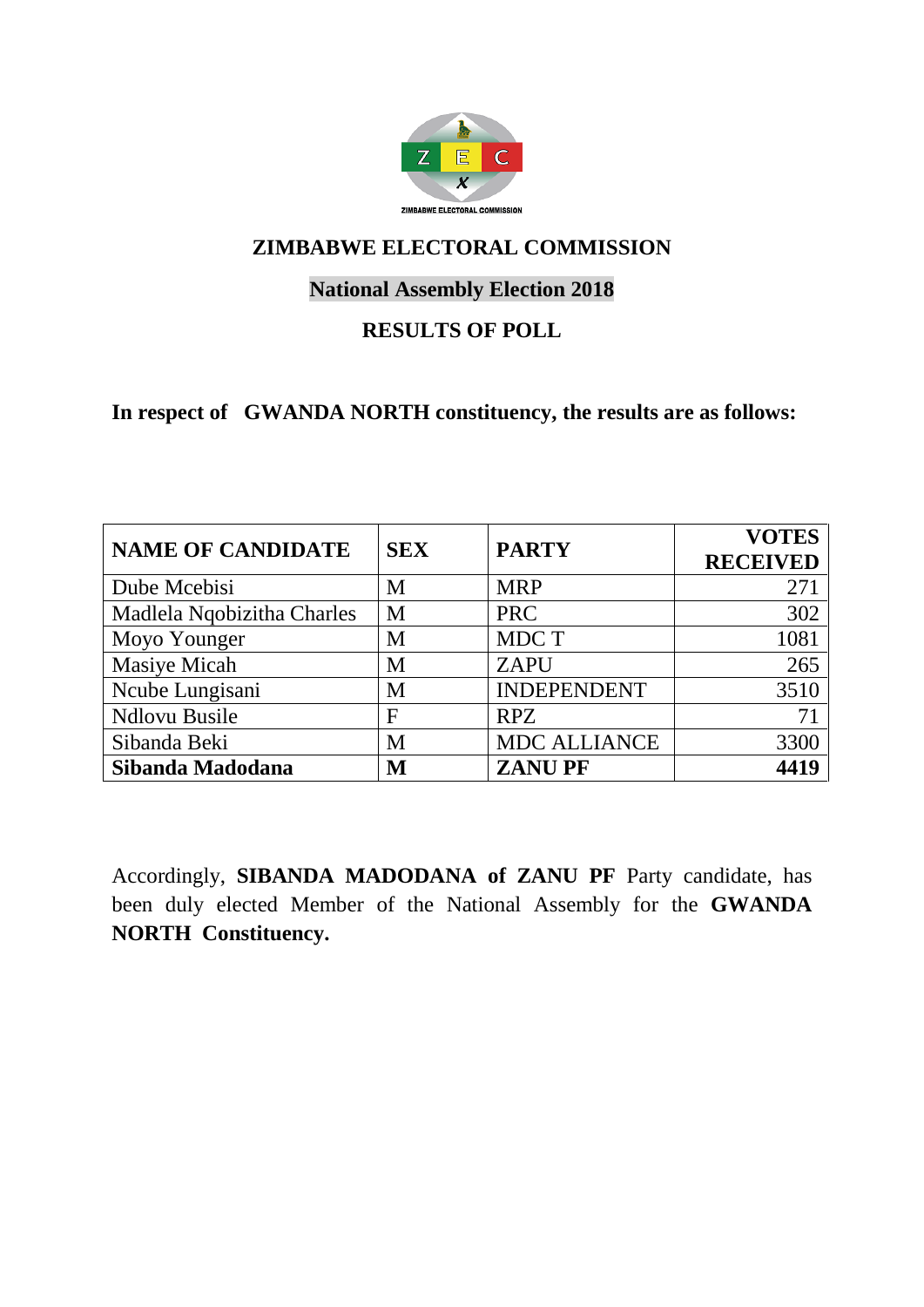## ZIMBABWE ELECTORAL COMMISSION

### National Assembly Election 2018

### RESULTS OF POLL

**In respect of GWANDA NORTH constituency, the results are as follows:**

| NAME OF CANDIDATE | SEX | PARTY | VOTES RECEIVED |
|---|---|---|---|
| Dube Mcebisi | M | MRP | 271 |
| Madlela Nqobizitha Charles | M | PRC | 302 |
| Moyo Younger | M | MDC T | 1081 |
| Masiye Micah | M | ZAPU | 265 |
| Ncube Lungisani | M | INDEPENDENT | 3510 |
| Ndlovu Busile | F | RPZ | 71 |
| Sibanda Beki | M | MDC ALLIANCE | 3300 |
| **Sibanda Madodana** | **M** | **ZANU PF** | **4419** |

Accordingly, **SIBANDA MADODANA of ZANU PF** Party candidate, has been duly elected Member of the National Assembly for the **GWANDA NORTH Constituency.**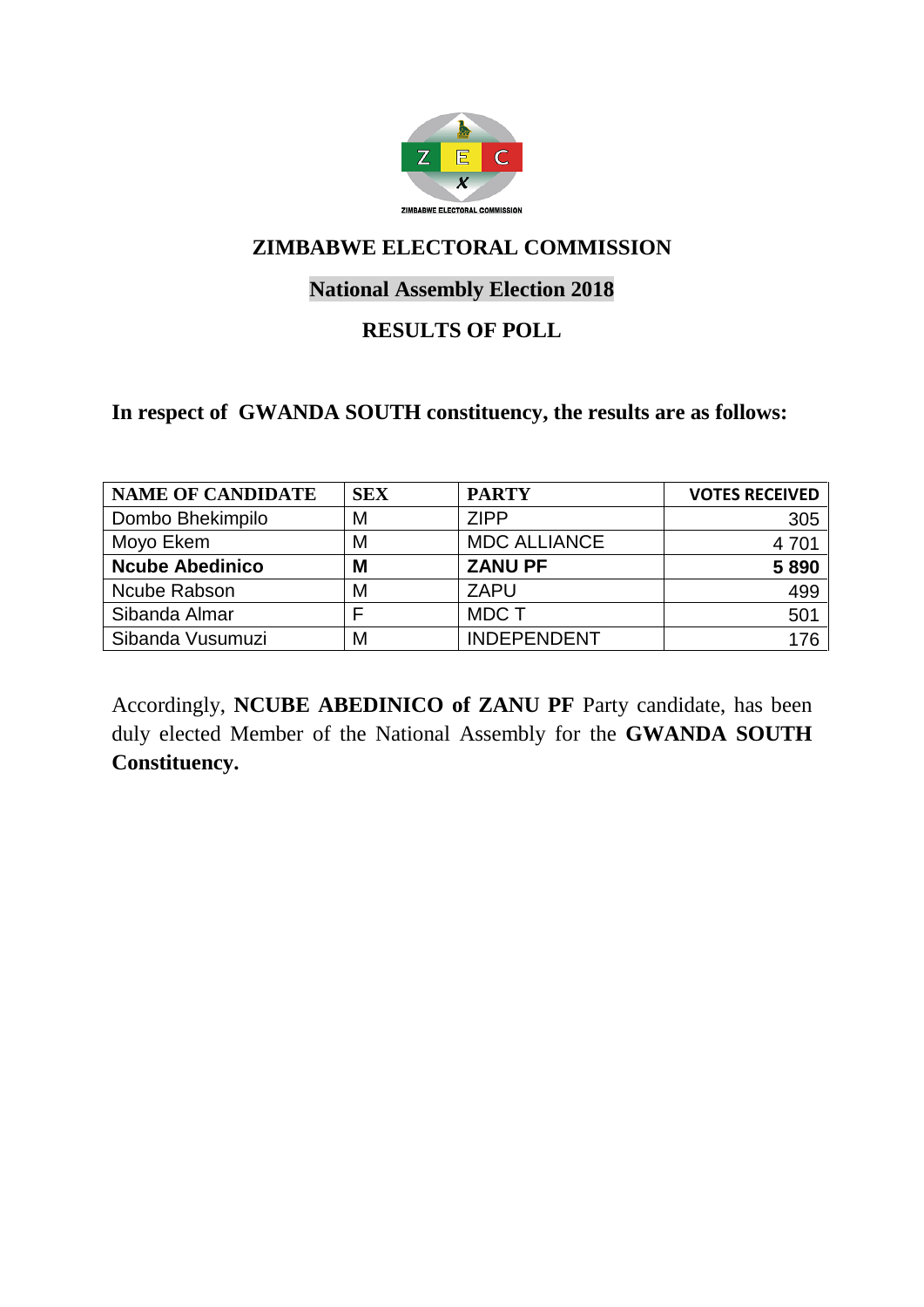ZIMBABWE ELECTORAL COMMISSION

# ZIMBABWE ELECTORAL COMMISSION

## National Assembly Election 2018

## RESULTS OF POLL

**In respect of GWANDA SOUTH constituency, the results are as follows:**

| NAME OF CANDIDATE | SEX | PARTY | VOTES RECEIVED |
|---|---|---|---|
| Dombo Bhekimpilo | M | ZIPP | 305 |
| Moyo Ekem | M | MDC ALLIANCE | 4 701 |
| **Ncube Abedinico** | **M** | **ZANU PF** | **5 890** |
| Ncube Rabson | M | ZAPU | 499 |
| Sibanda Almar | F | MDC T | 501 |
| Sibanda Vusumuzi | M | INDEPENDENT | 176 |

Accordingly, **NCUBE ABEDINICO of ZANU PF** Party candidate, has been duly elected Member of the National Assembly for the **GWANDA SOUTH Constituency.**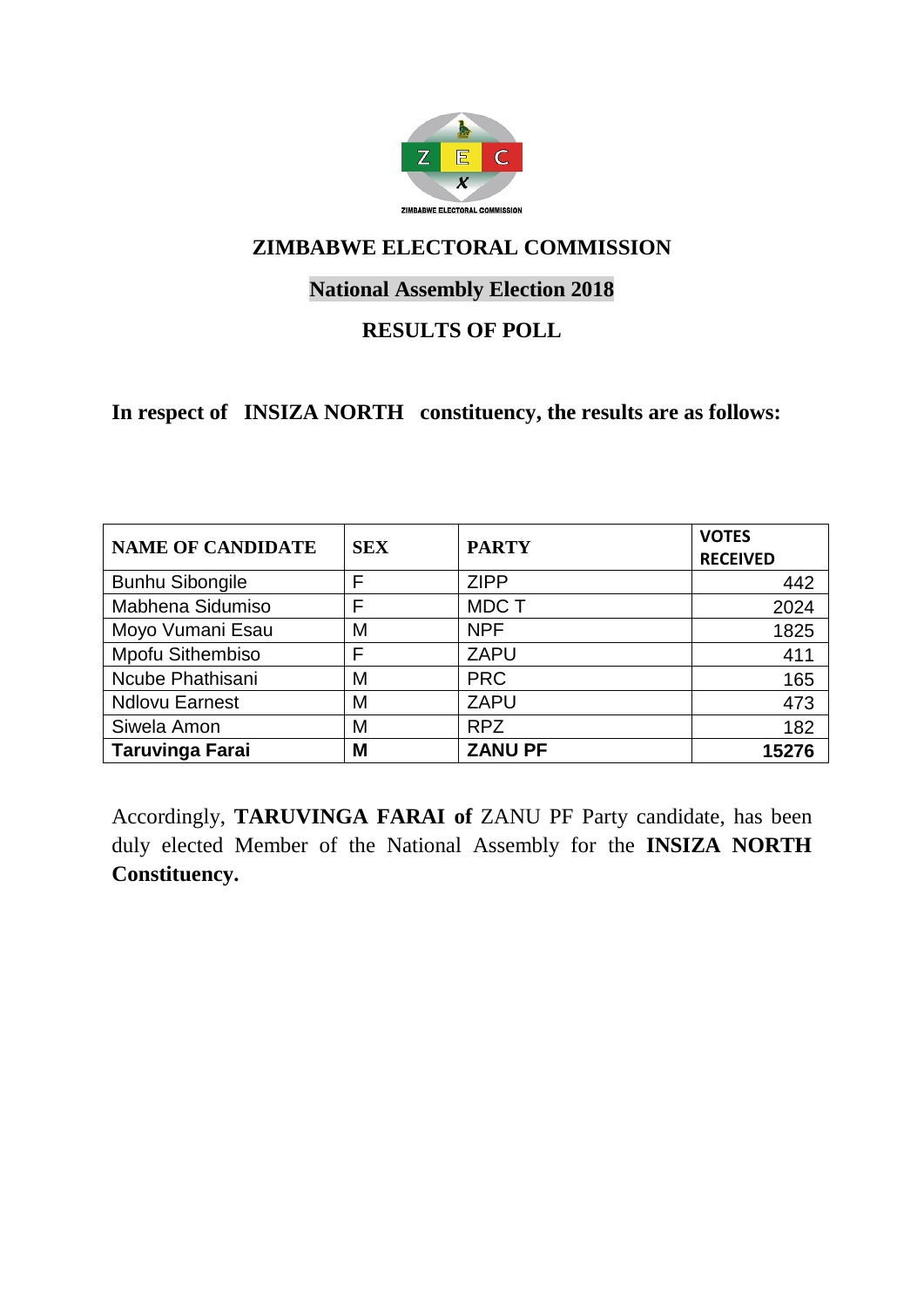ZIMBABWE ELECTORAL COMMISSION

# ZIMBABWE ELECTORAL COMMISSION

## National Assembly Election 2018

## RESULTS OF POLL

**In respect of INSIZA NORTH constituency, the results are as follows:**

| NAME OF CANDIDATE | SEX | PARTY | VOTES RECEIVED |
|---|---|---|---|
| Bunhu Sibongile | F | ZIPP | 442 |
| Mabhena Sidumiso | F | MDC T | 2024 |
| Moyo Vumani Esau | M | NPF | 1825 |
| Mpofu Sithembiso | F | ZAPU | 411 |
| Ncube Phathisani | M | PRC | 165 |
| Ndlovu Earnest | M | ZAPU | 473 |
| Siwela Amon | M | RPZ | 182 |
| **Taruvinga Farai** | **M** | **ZANU PF** | **15276** |

Accordingly, **TARUVINGA FARAI of** ZANU PF Party candidate, has been duly elected Member of the National Assembly for the **INSIZA NORTH Constituency.**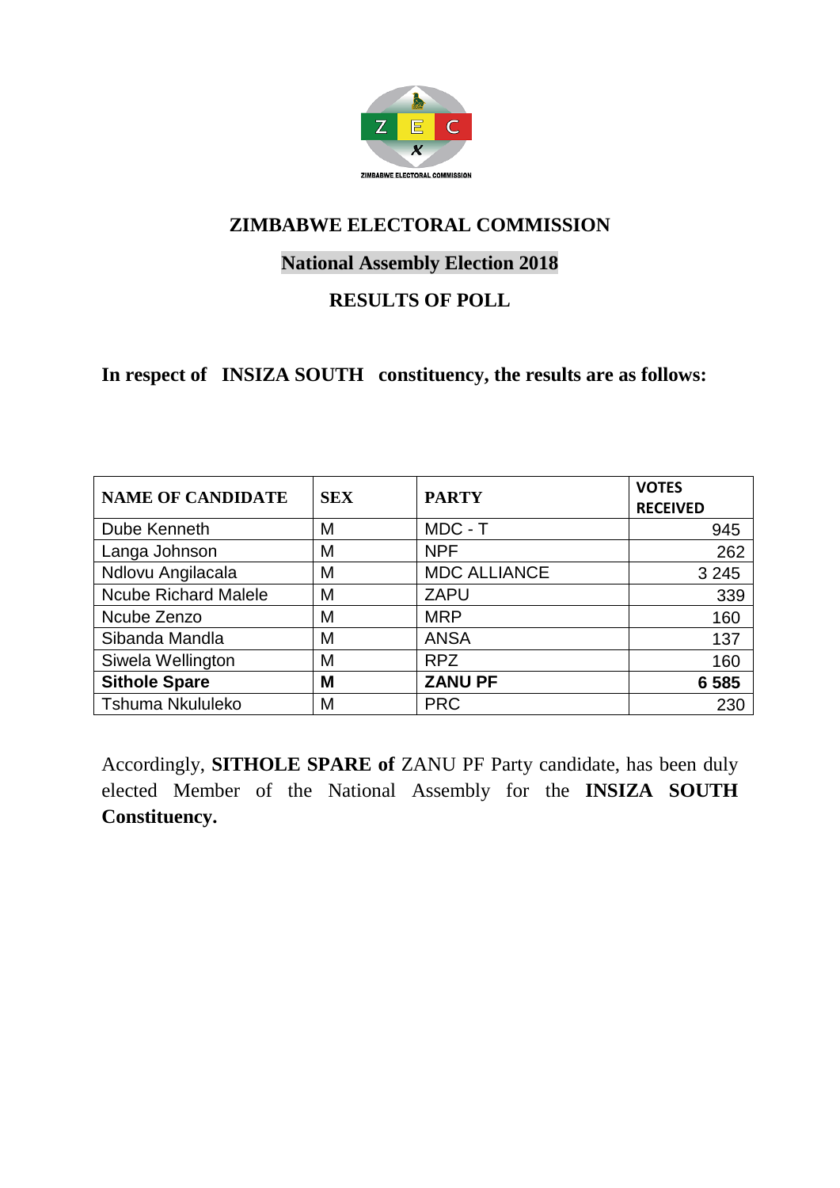ZIMBABWE ELECTORAL COMMISSION

# ZIMBABWE ELECTORAL COMMISSION

## National Assembly Election 2018

## RESULTS OF POLL

**In respect of INSIZA SOUTH constituency, the results are as follows:**

| NAME OF CANDIDATE | SEX | PARTY | VOTES RECEIVED |
|---|---|---|---|
| Dube Kenneth | M | MDC - T | 945 |
| Langa Johnson | M | NPF | 262 |
| Ndlovu Angilacala | M | MDC ALLIANCE | 3 245 |
| Ncube Richard Malele | M | ZAPU | 339 |
| Ncube Zenzo | M | MRP | 160 |
| Sibanda Mandla | M | ANSA | 137 |
| Siwela Wellington | M | RPZ | 160 |
| **Sithole Spare** | **M** | **ZANU PF** | **6 585** |
| Tshuma Nkululeko | M | PRC | 230 |

Accordingly, **SITHOLE SPARE of** ZANU PF Party candidate, has been duly elected Member of the National Assembly for the **INSIZA SOUTH Constituency.**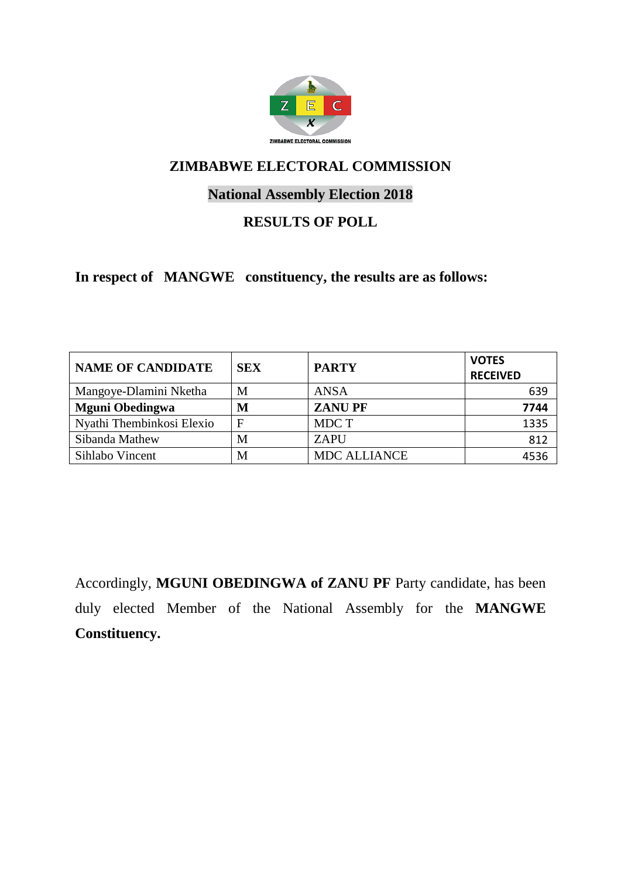ZIMBABWE ELECTORAL COMMISSION

# ZIMBABWE ELECTORAL COMMISSION

## National Assembly Election 2018

## RESULTS OF POLL

**In respect of MANGWE constituency, the results are as follows:**

| NAME OF CANDIDATE | SEX | PARTY | VOTES RECEIVED |
|---|---|---|---|
| Mangoye-Dlamini Nketha | M | ANSA | 639 |
| **Mguni Obedingwa** | **M** | **ZANU PF** | **7744** |
| Nyathi Thembinkosi Elexio | F | MDC T | 1335 |
| Sibanda Mathew | M | ZAPU | 812 |
| Sihlabo Vincent | M | MDC ALLIANCE | 4536 |

Accordingly, **MGUNI OBEDINGWA of ZANU PF** Party candidate, has been duly elected Member of the National Assembly for the **MANGWE Constituency.**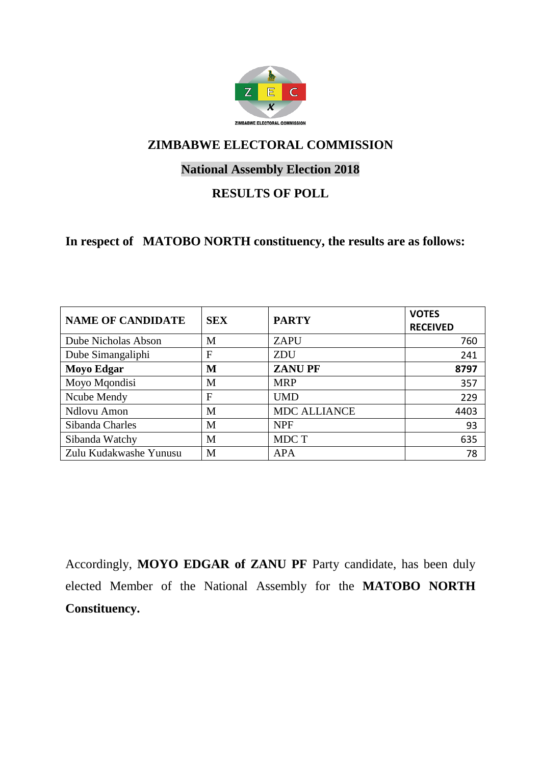## ZIMBABWE ELECTORAL COMMISSION

## National Assembly Election 2018

## RESULTS OF POLL

**In respect of MATOBO NORTH constituency, the results are as follows:**

| NAME OF CANDIDATE | SEX | PARTY | VOTES RECEIVED |
|---|---|---|---|
| Dube Nicholas Abson | M | ZAPU | 760 |
| Dube Simangaliphi | F | ZDU | 241 |
| **Moyo Edgar** | **M** | **ZANU PF** | **8797** |
| Moyo Mqondisi | M | MRP | 357 |
| Ncube Mendy | F | UMD | 229 |
| Ndlovu Amon | M | MDC ALLIANCE | 4403 |
| Sibanda Charles | M | NPF | 93 |
| Sibanda Watchy | M | MDC T | 635 |
| Zulu Kudakwashe Yunusu | M | APA | 78 |

Accordingly, **MOYO EDGAR of ZANU PF** Party candidate, has been duly elected Member of the National Assembly for the **MATOBO NORTH Constituency.**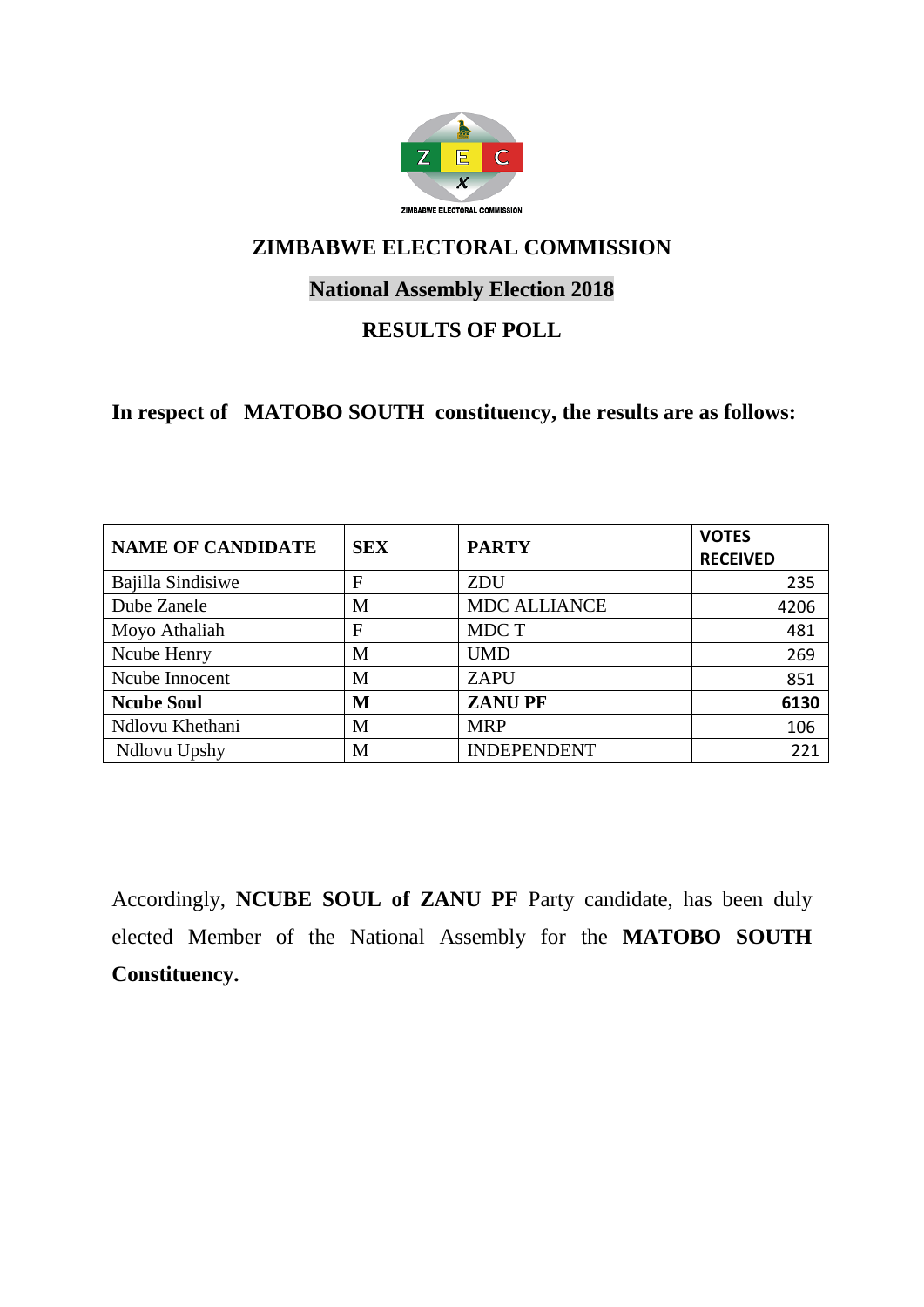ZIMBABWE ELECTORAL COMMISSION

# ZIMBABWE ELECTORAL COMMISSION

## National Assembly Election 2018

## RESULTS OF POLL

**In respect of MATOBO SOUTH constituency, the results are as follows:**

| NAME OF CANDIDATE | SEX | PARTY | VOTES RECEIVED |
|---|---|---|---|
| Bajilla Sindisiwe | F | ZDU | 235 |
| Dube Zanele | M | MDC ALLIANCE | 4206 |
| Moyo Athaliah | F | MDC T | 481 |
| Ncube Henry | M | UMD | 269 |
| Ncube Innocent | M | ZAPU | 851 |
| **Ncube Soul** | **M** | **ZANU PF** | **6130** |
| Ndlovu Khethani | M | MRP | 106 |
| Ndlovu Upshy | M | INDEPENDENT | 221 |

Accordingly, **NCUBE SOUL of ZANU PF** Party candidate, has been duly elected Member of the National Assembly for the **MATOBO SOUTH Constituency.**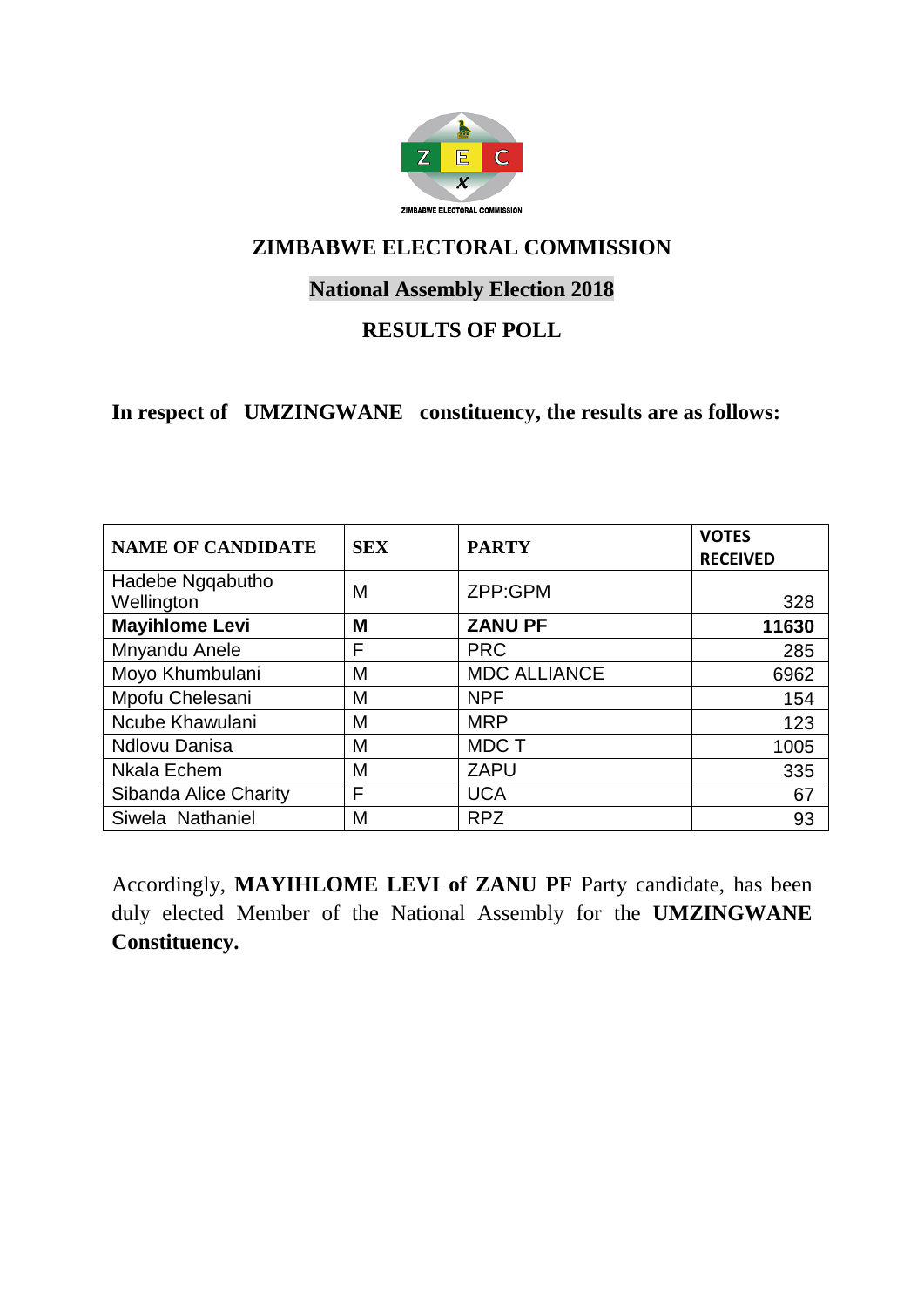ZIMBABWE ELECTORAL COMMISSION

# ZIMBABWE ELECTORAL COMMISSION

## National Assembly Election 2018

## RESULTS OF POLL

**In respect of UMZINGWANE constituency, the results are as follows:**

| NAME OF CANDIDATE | SEX | PARTY | VOTES RECEIVED |
|---|---|---|---|
| Hadebe Ngqabutho Wellington | M | ZPP:GPM | 328 |
| **Mayihlome Levi** | **M** | **ZANU PF** | **11630** |
| Mnyandu Anele | F | PRC | 285 |
| Moyo Khumbulani | M | MDC ALLIANCE | 6962 |
| Mpofu Chelesani | M | NPF | 154 |
| Ncube Khawulani | M | MRP | 123 |
| Ndlovu Danisa | M | MDC T | 1005 |
| Nkala Echem | M | ZAPU | 335 |
| Sibanda Alice Charity | F | UCA | 67 |
| Siwela Nathaniel | M | RPZ | 93 |

Accordingly, **MAYIHLOME LEVI of ZANU PF** Party candidate, has been duly elected Member of the National Assembly for the **UMZINGWANE Constituency.**